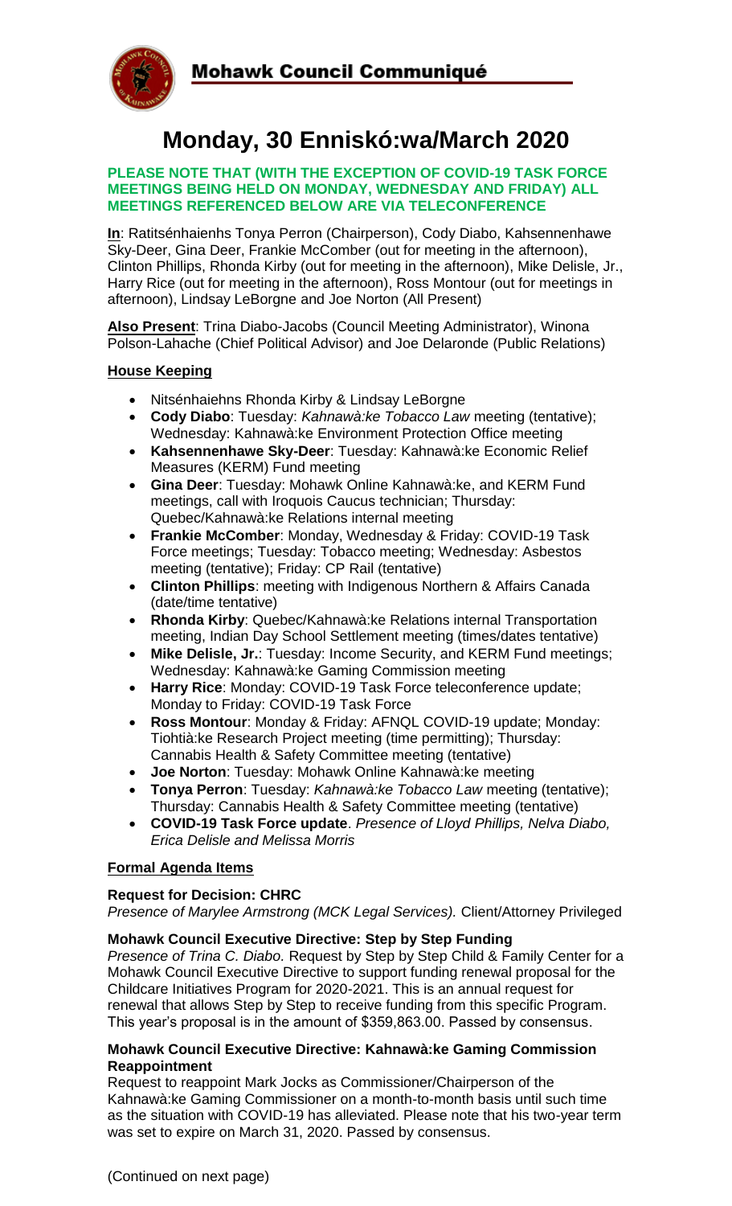# Mohawk Council Communiqué

## Monday, 30 Enniskó:wa/March 2020

**PLEASE NOTE THAT (WITH THE EXCEPTION OF COVID-19 TASK FORCE MEETINGS BEING HELD ON MONDAY, WEDNESDAY AND FRIDAY) ALL MEETINGS REFERENCED BELOW ARE VIA TELECONFERENCE**

**In**: Ratitsénhaienhs Tonya Perron (Chairperson), Cody Diabo, Kahsennenhawe Sky-Deer, Gina Deer, Frankie McComber (out for meeting in the afternoon), Clinton Phillips, Rhonda Kirby (out for meeting in the afternoon), Mike Delisle, Jr., Harry Rice (out for meeting in the afternoon), Ross Montour (out for meetings in afternoon), Lindsay LeBorgne and Joe Norton (All Present)

**Also Present**: Trina Diabo-Jacobs (Council Meeting Administrator), Winona Polson-Lahache (Chief Political Advisor) and Joe Delaronde (Public Relations)

### House Keeping

- Nitsénhaiehns Rhonda Kirby & Lindsay LeBorgne
- **Cody Diabo**: Tuesday: *Kahnawà:ke Tobacco Law* meeting (tentative); Wednesday: Kahnawà:ke Environment Protection Office meeting
- **Kahsennenhawe Sky-Deer**: Tuesday: Kahnawà:ke Economic Relief Measures (KERM) Fund meeting
- **Gina Deer**: Tuesday: Mohawk Online Kahnawà:ke, and KERM Fund meetings, call with Iroquois Caucus technician; Thursday: Quebec/Kahnawà:ke Relations internal meeting
- **Frankie McComber**: Monday, Wednesday & Friday: COVID-19 Task Force meetings; Tuesday: Tobacco meeting; Wednesday: Asbestos meeting (tentative); Friday: CP Rail (tentative)
- **Clinton Phillips**: meeting with Indigenous Northern & Affairs Canada (date/time tentative)
- **Rhonda Kirby**: Quebec/Kahnawà:ke Relations internal Transportation meeting, Indian Day School Settlement meeting (times/dates tentative)
- **Mike Delisle, Jr.**: Tuesday: Income Security, and KERM Fund meetings; Wednesday: Kahnawà:ke Gaming Commission meeting
- **Harry Rice**: Monday: COVID-19 Task Force teleconference update; Monday to Friday: COVID-19 Task Force
- **Ross Montour**: Monday & Friday: AFNQL COVID-19 update; Monday: Tiohtià:ke Research Project meeting (time permitting); Thursday: Cannabis Health & Safety Committee meeting (tentative)
- **Joe Norton**: Tuesday: Mohawk Online Kahnawà:ke meeting
- **Tonya Perron**: Tuesday: *Kahnawà:ke Tobacco Law* meeting (tentative); Thursday: Cannabis Health & Safety Committee meeting (tentative)
- **COVID-19 Task Force update**. *Presence of Lloyd Phillips, Nelva Diabo, Erica Delisle and Melissa Morris*

### Formal Agenda Items

**Request for Decision: CHRC**

*Presence of Marylee Armstrong (MCK Legal Services).* Client/Attorney Privileged

**Mohawk Council Executive Directive: Step by Step Funding**

*Presence of Trina C. Diabo.* Request by Step by Step Child & Family Center for a Mohawk Council Executive Directive to support funding renewal proposal for the Childcare Initiatives Program for 2020-2021. This is an annual request for renewal that allows Step by Step to receive funding from this specific Program. This year's proposal is in the amount of $359,863.00. Passed by consensus.

**Mohawk Council Executive Directive: Kahnawà:ke Gaming Commission Reappointment**

Request to reappoint Mark Jocks as Commissioner/Chairperson of the Kahnawà:ke Gaming Commissioner on a month-to-month basis until such time as the situation with COVID-19 has alleviated. Please note that his two-year term was set to expire on March 31, 2020. Passed by consensus.

(Continued on next page)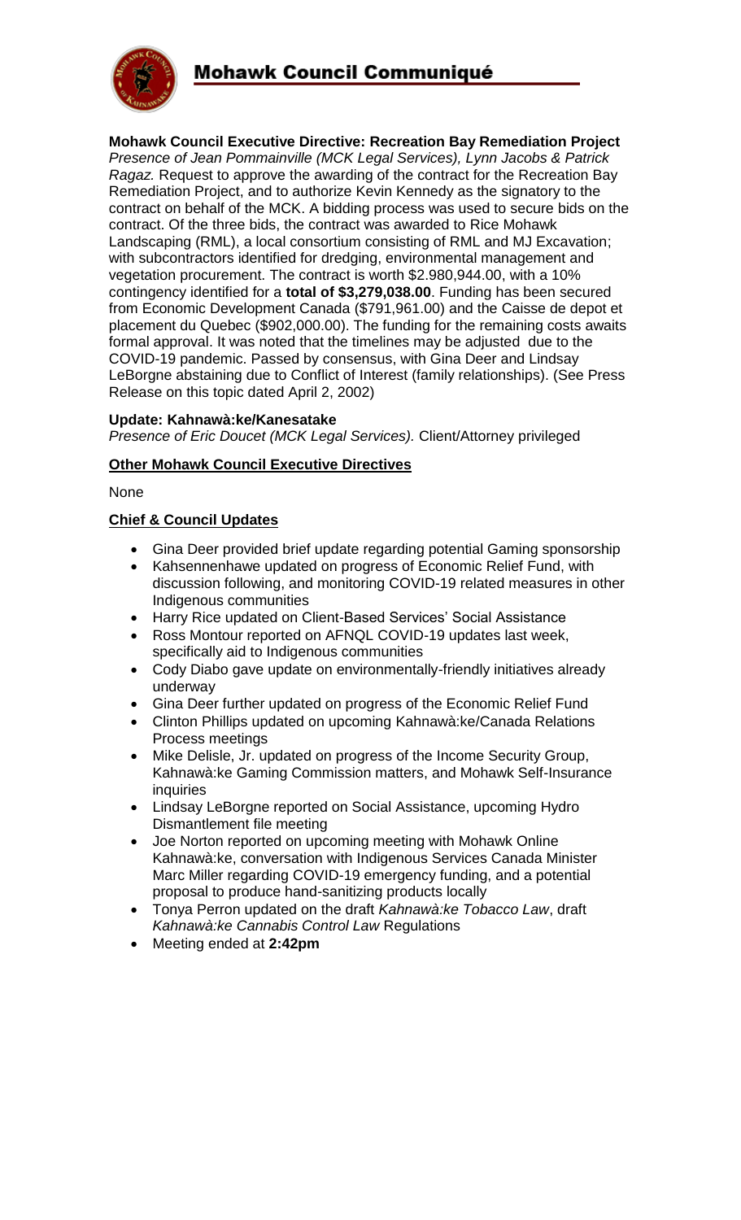**Mohawk Council Executive Directive: Recreation Bay Remediation Project**

*Presence of Jean Pommainville (MCK Legal Services), Lynn Jacobs & Patrick Ragaz.* Request to approve the awarding of the contract for the Recreation Bay Remediation Project, and to authorize Kevin Kennedy as the signatory to the contract on behalf of the MCK. A bidding process was used to secure bids on the contract. Of the three bids, the contract was awarded to Rice Mohawk Landscaping (RML), a local consortium consisting of RML and MJ Excavation; with subcontractors identified for dredging, environmental management and vegetation procurement. The contract is worth $2.980,944.00, with a 10% contingency identified for a **total of $3,279,038.00**. Funding has been secured from Economic Development Canada ($791,961.00) and the Caisse de depot et placement du Quebec ($902,000.00). The funding for the remaining costs awaits formal approval. It was noted that the timelines may be adjusted due to the COVID-19 pandemic. Passed by consensus, with Gina Deer and Lindsay LeBorgne abstaining due to Conflict of Interest (family relationships). (See Press Release on this topic dated April 2, 2002)

**Update: Kahnawà:ke/Kanesatake**

*Presence of Eric Doucet (MCK Legal Services).* Client/Attorney privileged

**Other Mohawk Council Executive Directives**

None

**Chief & Council Updates**

- Gina Deer provided brief update regarding potential Gaming sponsorship
- Kahsennenhawe updated on progress of Economic Relief Fund, with discussion following, and monitoring COVID-19 related measures in other Indigenous communities
- Harry Rice updated on Client-Based Services' Social Assistance
- Ross Montour reported on AFNQL COVID-19 updates last week, specifically aid to Indigenous communities
- Cody Diabo gave update on environmentally-friendly initiatives already underway
- Gina Deer further updated on progress of the Economic Relief Fund
- Clinton Phillips updated on upcoming Kahnawà:ke/Canada Relations Process meetings
- Mike Delisle, Jr. updated on progress of the Income Security Group, Kahnawà:ke Gaming Commission matters, and Mohawk Self-Insurance inquiries
- Lindsay LeBorgne reported on Social Assistance, upcoming Hydro Dismantlement file meeting
- Joe Norton reported on upcoming meeting with Mohawk Online Kahnawà:ke, conversation with Indigenous Services Canada Minister Marc Miller regarding COVID-19 emergency funding, and a potential proposal to produce hand-sanitizing products locally
- Tonya Perron updated on the draft *Kahnawà:ke Tobacco Law*, draft *Kahnawà:ke Cannabis Control Law* Regulations
- Meeting ended at **2:42pm**